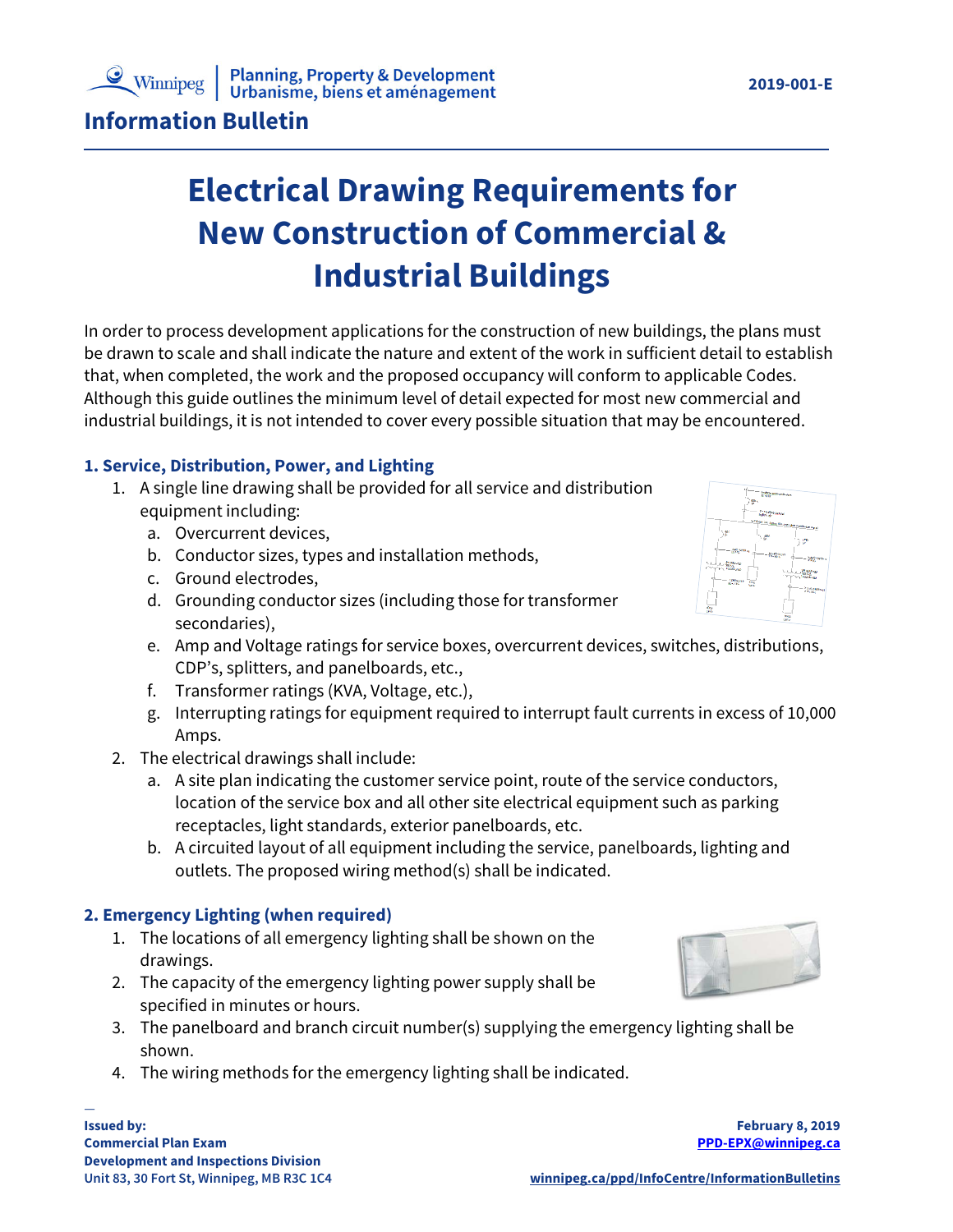Winnipeg | Planning, Property & Development
Urbanisme, biens et aménagement

2019-001-E

**Information Bulletin**

# Electrical Drawing Requirements for New Construction of Commercial & Industrial Buildings

In order to process development applications for the construction of new buildings, the plans must be drawn to scale and shall indicate the nature and extent of the work in sufficient detail to establish that, when completed, the work and the proposed occupancy will conform to applicable Codes. Although this guide outlines the minimum level of detail expected for most new commercial and industrial buildings, it is not intended to cover every possible situation that may be encountered.

### 1. Service, Distribution, Power, and Lighting

1. A single line drawing shall be provided for all service and distribution equipment including:
   a. Overcurrent devices,
   b. Conductor sizes, types and installation methods,
   c. Ground electrodes,
   d. Grounding conductor sizes (including those for transformer secondaries),
   e. Amp and Voltage ratings for service boxes, overcurrent devices, switches, distributions, CDP's, splitters, and panelboards, etc.,
   f. Transformer ratings (KVA, Voltage, etc.),
   g. Interrupting ratings for equipment required to interrupt fault currents in excess of 10,000 Amps.
2. The electrical drawings shall include:
   a. A site plan indicating the customer service point, route of the service conductors, location of the service box and all other site electrical equipment such as parking receptacles, light standards, exterior panelboards, etc.
   b. A circuited layout of all equipment including the service, panelboards, lighting and outlets. The proposed wiring method(s) shall be indicated.

### 2. Emergency Lighting (when required)

1. The locations of all emergency lighting shall be shown on the drawings.
2. The capacity of the emergency lighting power supply shall be specified in minutes or hours.
3. The panelboard and branch circuit number(s) supplying the emergency lighting shall be shown.
4. The wiring methods for the emergency lighting shall be indicated.

**Issued by:**
**Commercial Plan Exam**
**Development and Inspections Division**
Unit 83, 30 Fort St, Winnipeg, MB R3C 1C4

**February 8, 2019**
PPD-EPX@winnipeg.ca

winnipeg.ca/ppd/InfoCentre/InformationBulletins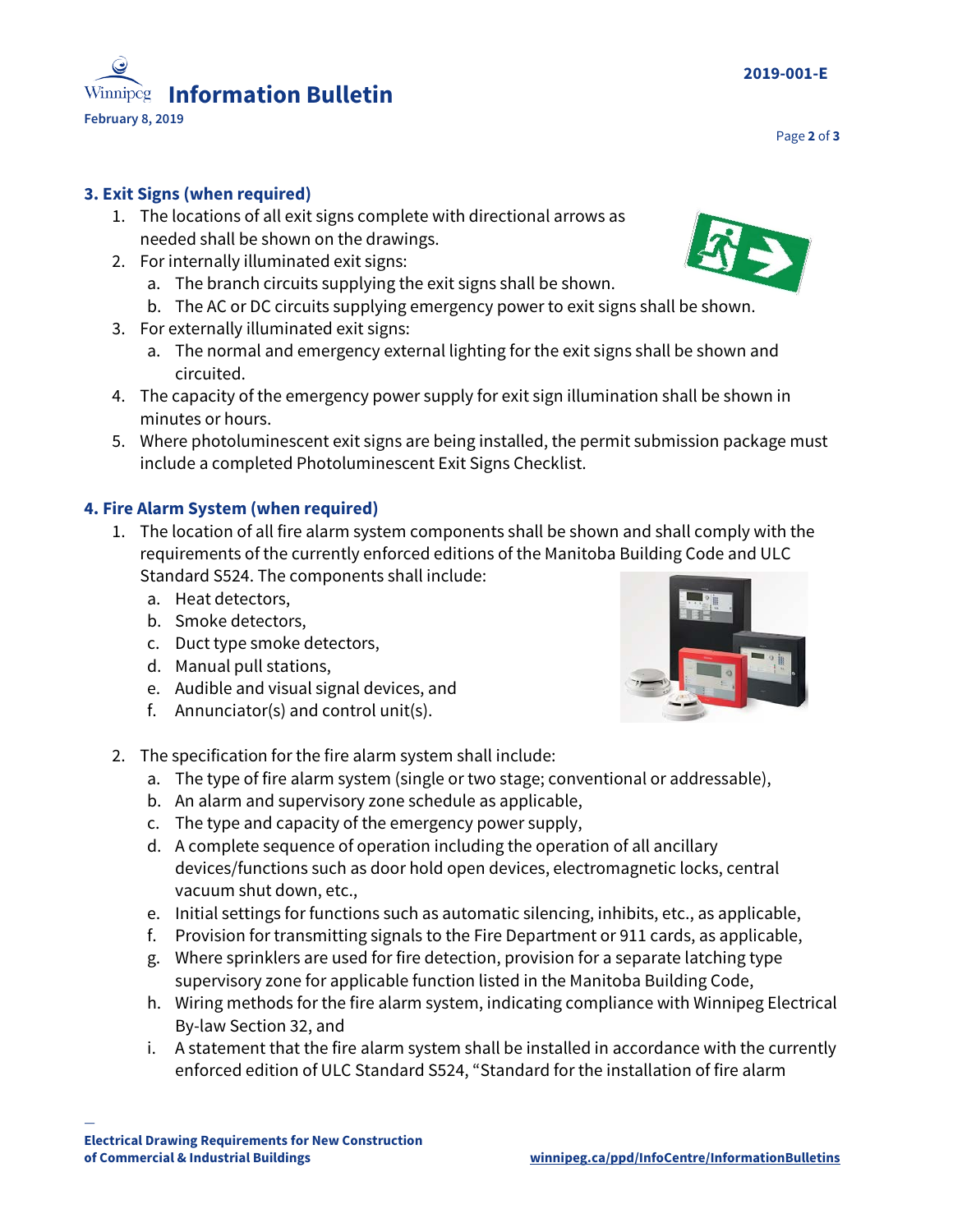### 3. Exit Signs (when required)

1. The locations of all exit signs complete with directional arrows as needed shall be shown on the drawings.
2. For internally illuminated exit signs:
   a. The branch circuits supplying the exit signs shall be shown.
   b. The AC or DC circuits supplying emergency power to exit signs shall be shown.
3. For externally illuminated exit signs:
   a. The normal and emergency external lighting for the exit signs shall be shown and circuited.
4. The capacity of the emergency power supply for exit sign illumination shall be shown in minutes or hours.
5. Where photoluminescent exit signs are being installed, the permit submission package must include a completed Photoluminescent Exit Signs Checklist.

### 4. Fire Alarm System (when required)

1. The location of all fire alarm system components shall be shown and shall comply with the requirements of the currently enforced editions of the Manitoba Building Code and ULC Standard S524. The components shall include:
   a. Heat detectors,
   b. Smoke detectors,
   c. Duct type smoke detectors,
   d. Manual pull stations,
   e. Audible and visual signal devices, and
   f. Annunciator(s) and control unit(s).
2. The specification for the fire alarm system shall include:
   a. The type of fire alarm system (single or two stage; conventional or addressable),
   b. An alarm and supervisory zone schedule as applicable,
   c. The type and capacity of the emergency power supply,
   d. A complete sequence of operation including the operation of all ancillary devices/functions such as door hold open devices, electromagnetic locks, central vacuum shut down, etc.,
   e. Initial settings for functions such as automatic silencing, inhibits, etc., as applicable,
   f. Provision for transmitting signals to the Fire Department or 911 cards, as applicable,
   g. Where sprinklers are used for fire detection, provision for a separate latching type supervisory zone for applicable function listed in the Manitoba Building Code,
   h. Wiring methods for the fire alarm system, indicating compliance with Winnipeg Electrical By-law Section 32, and
   i. A statement that the fire alarm system shall be installed in accordance with the currently enforced edition of ULC Standard S524, "Standard for the installation of fire alarm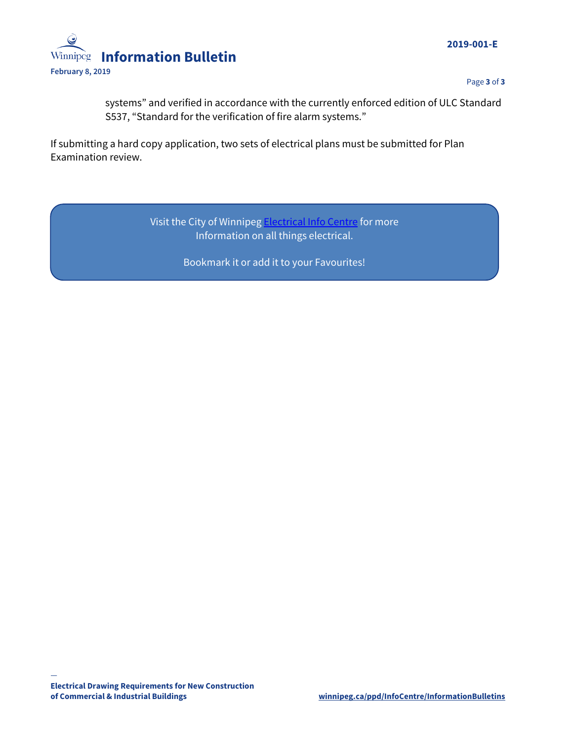systems" and verified in accordance with the currently enforced edition of ULC Standard S537, "Standard for the verification of fire alarm systems."

If submitting a hard copy application, two sets of electrical plans must be submitted for Plan Examination review.

Visit the City of Winnipeg Electrical Info Centre for more Information on all things electrical.

Bookmark it or add it to your Favourites!